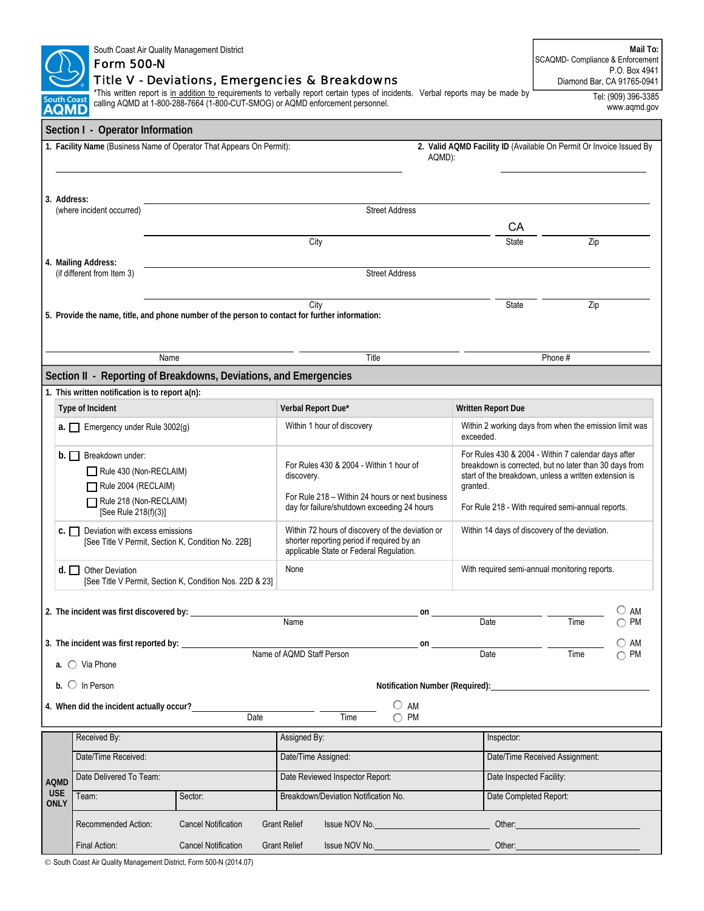South Coast Air Quality Management District

# Form 500-N

## Title V - Deviations, Emergencies & Breakdowns

*This written report is in addition to requirements to verbally report certain types of incidents. Verbal reports may be made by calling AQMD at 1-800-288-7664 (1-800-CUT-SMOG) or AQMD enforcement personnel.

**Mail To:**
SCAQMD- Compliance & Enforcement
P.O. Box 4941
Diamond Bar, CA 91765-0941

Tel: (909) 396-3385
www.aqmd.gov

## Section I - Operator Information

1. **Facility Name** (Business Name of Operator That Appears On Permit): ______________________

2. **Valid AQMD Facility ID** (Available On Permit Or Invoice Issued By AQMD): ______________

3. **Address:** (where incident occurred)

______________________ Street Address

______________________ City &nbsp;&nbsp; CA State &nbsp;&nbsp; ________ Zip

4. **Mailing Address:** (if different from Item 3)

______________________ Street Address

______________________ City &nbsp;&nbsp; ________ State &nbsp;&nbsp; ________ Zip

5. **Provide the name, title, and phone number of the person to contact for further information:**

______________ Name &nbsp;&nbsp; ______________ Title &nbsp;&nbsp; ______________ Phone #

## Section II - Reporting of Breakdowns, Deviations, and Emergencies

1. **This written notification is to report a(n):**

| Type of Incident | Verbal Report Due* | Written Report Due |
|---|---|---|
| **a.** ☐ Emergency under Rule 3002(g) | Within 1 hour of discovery | Within 2 working days from when the emission limit was exceeded. |
| **b.** ☐ Breakdown under: ☐ Rule 430 (Non-RECLAIM) ☐ Rule 2004 (RECLAIM) ☐ Rule 218 (Non-RECLAIM) [See Rule 218(f)(3)] | For Rules 430 & 2004 - Within 1 hour of discovery. For Rule 218 – Within 24 hours or next business day for failure/shutdown exceeding 24 hours | For Rules 430 & 2004 - Within 7 calendar days after breakdown is corrected, but no later than 30 days from start of the breakdown, unless a written extension is granted. For Rule 218 - With required semi-annual reports. |
| **c.** ☐ Deviation with excess emissions [See Title V Permit, Section K, Condition No. 22B] | Within 72 hours of discovery of the deviation or shorter reporting period if required by an applicable State or Federal Regulation. | Within 14 days of discovery of the deviation. |
| **d.** ☐ Other Deviation [See Title V Permit, Section K, Condition Nos. 22D & 23] | None | With required semi-annual monitoring reports. |

2. **The incident was first discovered by:** ______________ Name **on** ________ Date ________ Time ○ AM ○ PM

3. **The incident was first reported by:** ______________ Name of AQMD Staff Person **on** ________ Date ________ Time ○ AM ○ PM

   a. ○ Via Phone

   b. ○ In Person

   **Notification Number (Required):** ______________

4. **When did the incident actually occur?** ________ Date ________ Time ○ AM ○ PM

| AQMD USE ONLY | | | |
|---|---|---|---|
| Received By: | | Assigned By: | Inspector: |
| Date/Time Received: | | Date/Time Assigned: | Date/Time Received Assignment: |
| Date Delivered To Team: | | Date Reviewed Inspector Report: | Date Inspected Facility: |
| Team: | Sector: | Breakdown/Deviation Notification No. | Date Completed Report: |

Recommended Action: &nbsp; Cancel Notification &nbsp; Grant Relief &nbsp; Issue NOV No.__________ &nbsp; Other:__________

Final Action: &nbsp; Cancel Notification &nbsp; Grant Relief &nbsp; Issue NOV No.__________ &nbsp; Other:__________

© South Coast Air Quality Management District, Form 500-N (2014.07)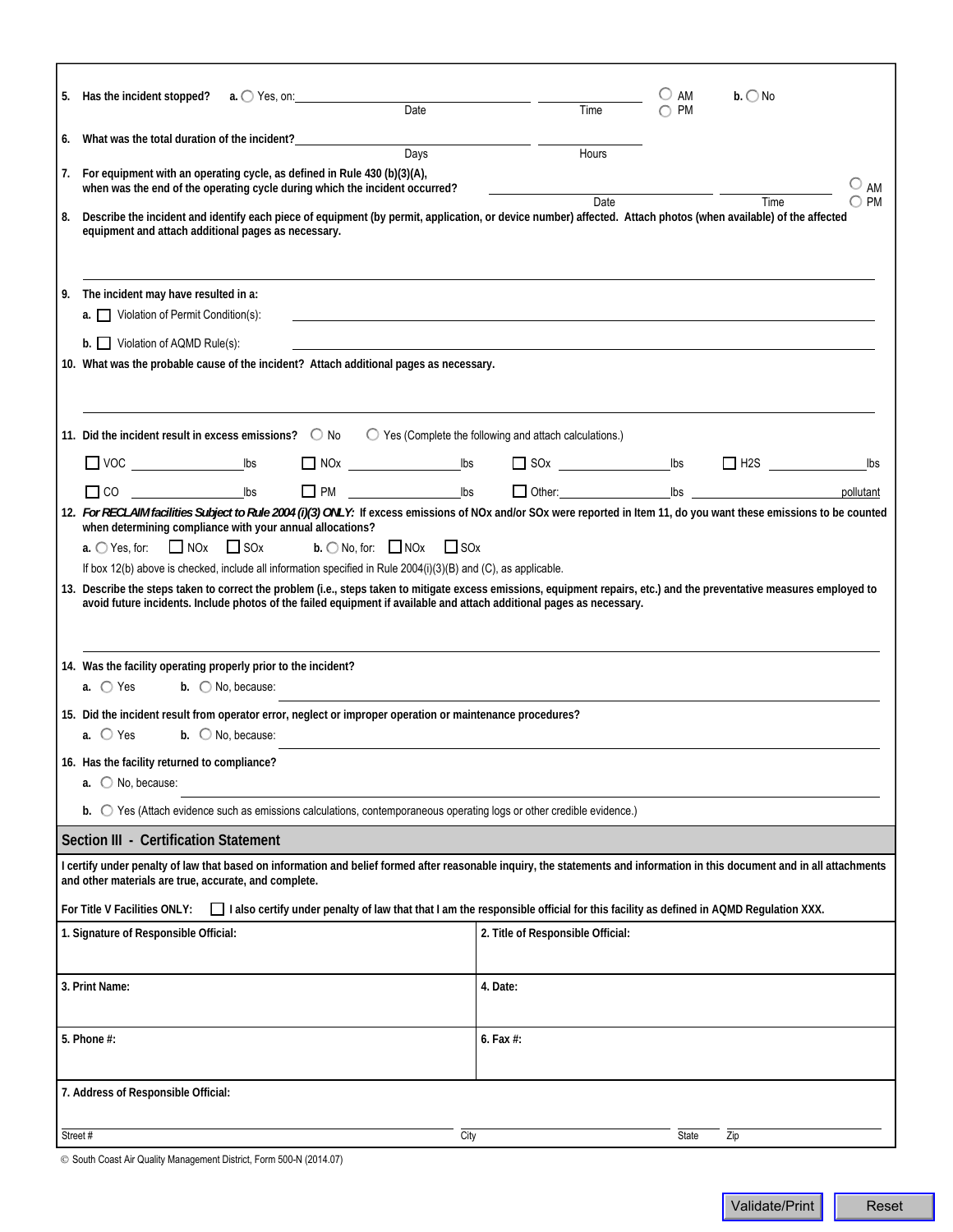5. **Has the incident stopped?** **a.** ◯ Yes, on: ____________ Date ____________ Time ◯ AM ◯ PM **b.** ◯ No

6. **What was the total duration of the incident?** ____________ Days ____________ Hours

7. **For equipment with an operating cycle, as defined in Rule 430 (b)(3)(A), when was the end of the operating cycle during which the incident occurred?** ____________ Date ____________ Time ◯ AM ◯ PM

8. **Describe the incident and identify each piece of equipment (by permit, application, or device number) affected. Attach photos (when available) of the affected equipment and attach additional pages as necessary.**

____________________________________________

9. **The incident may have resulted in a:**
   - **a.** ☐ Violation of Permit Condition(s): ____________
   - **b.** ☐ Violation of AQMD Rule(s): ____________

10. **What was the probable cause of the incident? Attach additional pages as necessary.**

____________________________________________

11. **Did the incident result in excess emissions?** ◯ No ◯ Yes (Complete the following and attach calculations.)

| | | | |
|---|---|---|---|
| ☐ VOC ________ lbs | ☐ NOx ________ lbs | ☐ SOx ________ lbs | ☐ H2S ________ lbs |
| ☐ CO ________ lbs | ☐ PM ________ lbs | ☐ Other: ________ lbs | ________ pollutant |

12. ***For RECLAIM facilities Subject to Rule 2004 (i)(3) ONLY:*** **If excess emissions of NOx and/or SOx were reported in Item 11, do you want these emissions to be counted when determining compliance with your annual allocations?**

    **a.** ◯ Yes, for: ☐ NOx ☐ SOx **b.** ◯ No, for: ☐ NOx ☐ SOx

    If box 12(b) above is checked, include all information specified in Rule 2004(i)(3)(B) and (C), as applicable.

13. **Describe the steps taken to correct the problem (i.e., steps taken to mitigate excess emissions, equipment repairs, etc.) and the preventative measures employed to avoid future incidents. Include photos of the failed equipment if available and attach additional pages as necessary.**

____________________________________________

14. **Was the facility operating properly prior to the incident?**

    **a.** ◯ Yes **b.** ◯ No, because: ____________

15. **Did the incident result from operator error, neglect or improper operation or maintenance procedures?**

    **a.** ◯ Yes **b.** ◯ No, because: ____________

16. **Has the facility returned to compliance?**

    **a.** ◯ No, because: ____________

    **b.** ◯ Yes (Attach evidence such as emissions calculations, contemporaneous operating logs or other credible evidence.)

## Section III - Certification Statement

**I certify under penalty of law that based on information and belief formed after reasonable inquiry, the statements and information in this document and in all attachments and other materials are true, accurate, and complete.**

**For Title V Facilities ONLY:** ☐ **I also certify under penalty of law that that I am the responsible official for this facility as defined in AQMD Regulation XXX.**

| | |
|---|---|
| **1. Signature of Responsible Official:** | **2. Title of Responsible Official:** |
| **3. Print Name:** | **4. Date:** |
| **5. Phone #:** | **6. Fax #:** |

**7. Address of Responsible Official:**

____________ Street # ____________ City ______ State ______ Zip

© South Coast Air Quality Management District, Form 500-N (2014.07)